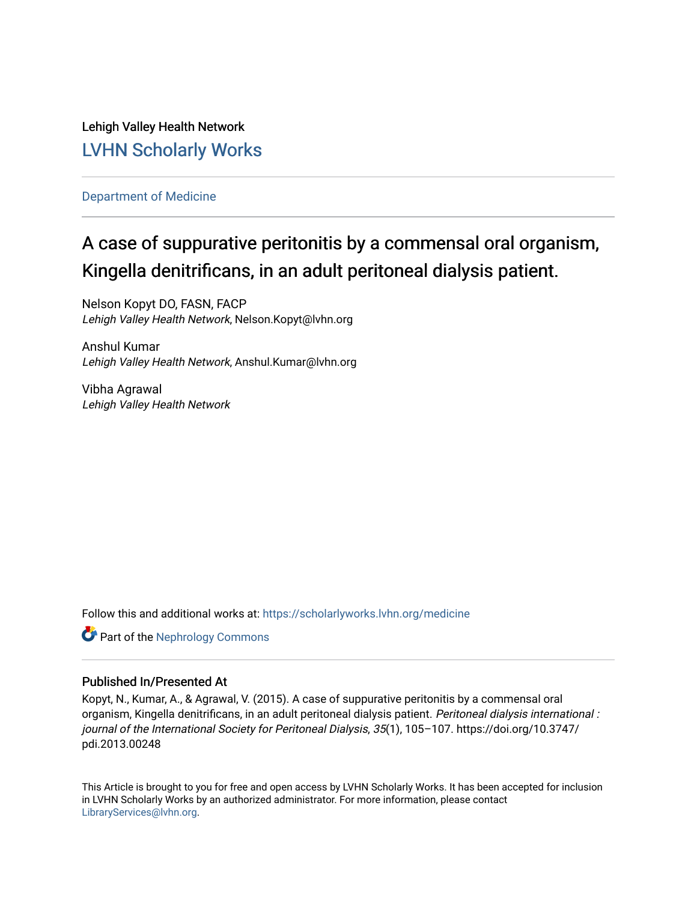Lehigh Valley Health Network

# LVHN Scholarly Works

Department of Medicine

## A case of suppurative peritonitis by a commensal oral organism, Kingella denitrificans, in an adult peritoneal dialysis patient.

Nelson Kopyt DO, FASN, FACP
*Lehigh Valley Health Network*, Nelson.Kopyt@lvhn.org

Anshul Kumar
*Lehigh Valley Health Network*, Anshul.Kumar@lvhn.org

Vibha Agrawal
*Lehigh Valley Health Network*

Follow this and additional works at: https://scholarlyworks.lvhn.org/medicine

Part of the Nephrology Commons

### Published In/Presented At

Kopyt, N., Kumar, A., & Agrawal, V. (2015). A case of suppurative peritonitis by a commensal oral organism, Kingella denitrificans, in an adult peritoneal dialysis patient. *Peritoneal dialysis international : journal of the International Society for Peritoneal Dialysis*, *35*(1), 105–107. https://doi.org/10.3747/pdi.2013.00248

This Article is brought to you for free and open access by LVHN Scholarly Works. It has been accepted for inclusion in LVHN Scholarly Works by an authorized administrator. For more information, please contact LibraryServices@lvhn.org.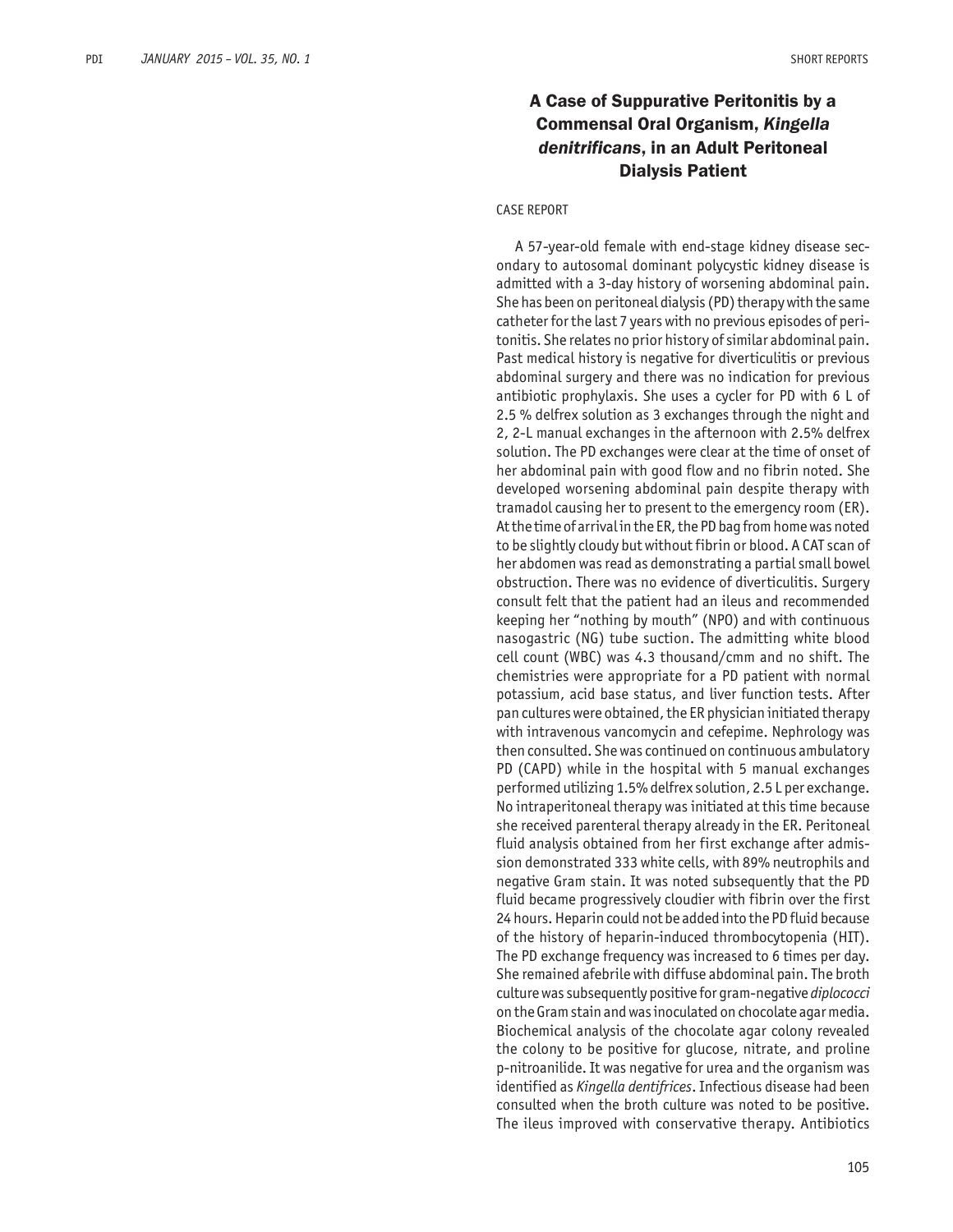# A Case of Suppurative Peritonitis by a Commensal Oral Organism, *Kingella denitrificans*, in an Adult Peritoneal Dialysis Patient

## CASE REPORT

A 57-year-old female with end-stage kidney disease secondary to autosomal dominant polycystic kidney disease is admitted with a 3-day history of worsening abdominal pain. She has been on peritoneal dialysis (PD) therapy with the same catheter for the last 7 years with no previous episodes of peritonitis. She relates no prior history of similar abdominal pain. Past medical history is negative for diverticulitis or previous abdominal surgery and there was no indication for previous antibiotic prophylaxis. She uses a cycler for PD with 6 L of 2.5 % delfrex solution as 3 exchanges through the night and 2, 2-L manual exchanges in the afternoon with 2.5% delfrex solution. The PD exchanges were clear at the time of onset of her abdominal pain with good flow and no fibrin noted. She developed worsening abdominal pain despite therapy with tramadol causing her to present to the emergency room (ER). At the time of arrival in the ER, the PD bag from home was noted to be slightly cloudy but without fibrin or blood. A CAT scan of her abdomen was read as demonstrating a partial small bowel obstruction. There was no evidence of diverticulitis. Surgery consult felt that the patient had an ileus and recommended keeping her "nothing by mouth" (NPO) and with continuous nasogastric (NG) tube suction. The admitting white blood cell count (WBC) was 4.3 thousand/cmm and no shift. The chemistries were appropriate for a PD patient with normal potassium, acid base status, and liver function tests. After pan cultures were obtained, the ER physician initiated therapy with intravenous vancomycin and cefepime. Nephrology was then consulted. She was continued on continuous ambulatory PD (CAPD) while in the hospital with 5 manual exchanges performed utilizing 1.5% delfrex solution, 2.5 L per exchange. No intraperitoneal therapy was initiated at this time because she received parenteral therapy already in the ER. Peritoneal fluid analysis obtained from her first exchange after admission demonstrated 333 white cells, with 89% neutrophils and negative Gram stain. It was noted subsequently that the PD fluid became progressively cloudier with fibrin over the first 24 hours. Heparin could not be added into the PD fluid because of the history of heparin-induced thrombocytopenia (HIT). The PD exchange frequency was increased to 6 times per day. She remained afebrile with diffuse abdominal pain. The broth culture was subsequently positive for gram-negative *diplococci* on the Gram stain and was inoculated on chocolate agar media. Biochemical analysis of the chocolate agar colony revealed the colony to be positive for glucose, nitrate, and proline p-nitroanilide. It was negative for urea and the organism was identified as *Kingella dentifrices*. Infectious disease had been consulted when the broth culture was noted to be positive. The ileus improved with conservative therapy. Antibiotics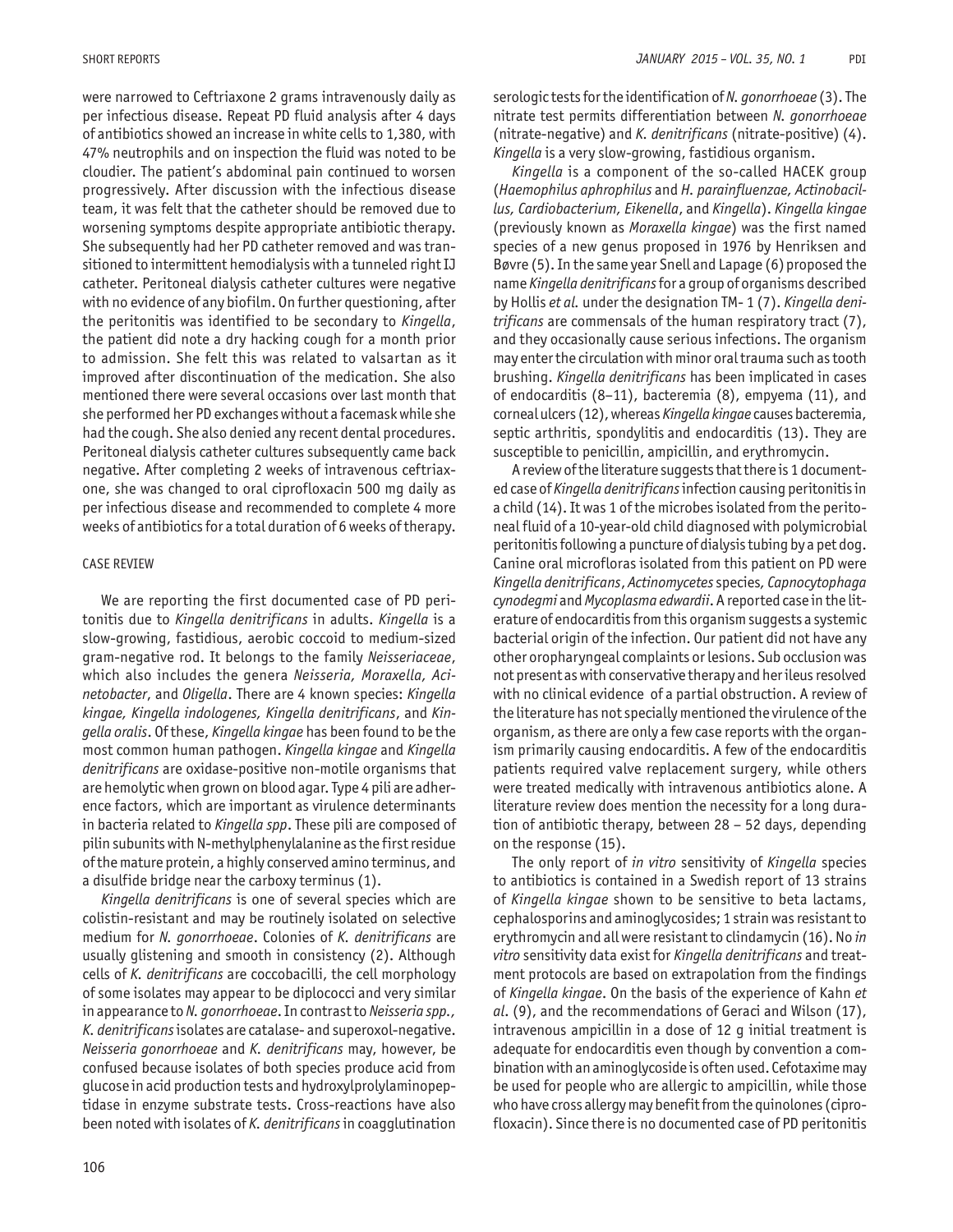were narrowed to Ceftriaxone 2 grams intravenously daily as per infectious disease. Repeat PD fluid analysis after 4 days of antibiotics showed an increase in white cells to 1,380, with 47% neutrophils and on inspection the fluid was noted to be cloudier. The patient's abdominal pain continued to worsen progressively. After discussion with the infectious disease team, it was felt that the catheter should be removed due to worsening symptoms despite appropriate antibiotic therapy. She subsequently had her PD catheter removed and was transitioned to intermittent hemodialysis with a tunneled right IJ catheter. Peritoneal dialysis catheter cultures were negative with no evidence of any biofilm. On further questioning, after the peritonitis was identified to be secondary to *Kingella*, the patient did note a dry hacking cough for a month prior to admission. She felt this was related to valsartan as it improved after discontinuation of the medication. She also mentioned there were several occasions over last month that she performed her PD exchanges without a facemask while she had the cough. She also denied any recent dental procedures. Peritoneal dialysis catheter cultures subsequently came back negative. After completing 2 weeks of intravenous ceftriaxone, she was changed to oral ciprofloxacin 500 mg daily as per infectious disease and recommended to complete 4 more weeks of antibiotics for a total duration of 6 weeks of therapy.

## CASE REVIEW

We are reporting the first documented case of PD peritonitis due to *Kingella denitrificans* in adults. *Kingella* is a slow-growing, fastidious, aerobic coccoid to medium-sized gram-negative rod. It belongs to the family *Neisseriaceae*, which also includes the genera *Neisseria, Moraxella, Acinetobacter*, and *Oligella*. There are 4 known species: *Kingella kingae, Kingella indologenes, Kingella denitrificans*, and *Kingella oralis*. Of these, *Kingella kingae* has been found to be the most common human pathogen. *Kingella kingae* and *Kingella denitrificans* are oxidase-positive non-motile organisms that are hemolytic when grown on blood agar. Type 4 pili are adherence factors, which are important as virulence determinants in bacteria related to *Kingella spp*. These pili are composed of pilin subunits with N-methylphenylalanine as the first residue of the mature protein, a highly conserved amino terminus, and a disulfide bridge near the carboxy terminus (1).

*Kingella denitrificans* is one of several species which are colistin-resistant and may be routinely isolated on selective medium for *N. gonorrhoeae*. Colonies of *K. denitrificans* are usually glistening and smooth in consistency (2). Although cells of *K. denitrificans* are coccobacilli, the cell morphology of some isolates may appear to be diplococci and very similar in appearance to *N. gonorrhoeae*. In contrast to *Neisseria spp., K. denitrificans* isolates are catalase- and superoxol-negative. *Neisseria gonorrhoeae* and *K. denitrificans* may, however, be confused because isolates of both species produce acid from glucose in acid production tests and hydroxylprolylaminopeptidase in enzyme substrate tests. Cross-reactions have also been noted with isolates of *K. denitrificans* in coagglutination serologic tests for the identification of *N. gonorrhoeae* (3). The nitrate test permits differentiation between *N. gonorrhoeae* (nitrate-negative) and *K. denitrificans* (nitrate-positive) (4). *Kingella* is a very slow-growing, fastidious organism.

*Kingella* is a component of the so-called HACEK group (*Haemophilus aphrophilus* and *H. parainfluenzae, Actinobacillus, Cardiobacterium, Eikenella*, and *Kingella*). *Kingella kingae* (previously known as *Moraxella kingae*) was the first named species of a new genus proposed in 1976 by Henriksen and Bøvre (5). In the same year Snell and Lapage (6) proposed the name *Kingella denitrificans* for a group of organisms described by Hollis *et al.* under the designation TM- 1 (7). *Kingella denitrificans* are commensals of the human respiratory tract (7), and they occasionally cause serious infections. The organism may enter the circulation with minor oral trauma such as tooth brushing. *Kingella denitrificans* has been implicated in cases of endocarditis (8–11), bacteremia (8), empyema (11), and corneal ulcers (12), whereas *Kingella kingae* causes bacteremia, septic arthritis, spondylitis and endocarditis (13). They are susceptible to penicillin, ampicillin, and erythromycin.

A review of the literature suggests that there is 1 documented case of *Kingella denitrificans* infection causing peritonitis in a child (14). It was 1 of the microbes isolated from the peritoneal fluid of a 10-year-old child diagnosed with polymicrobial peritonitis following a puncture of dialysis tubing by a pet dog. Canine oral microfloras isolated from this patient on PD were *Kingella denitrificans*, *Actinomycetes* species, *Capnocytophaga cynodegmi* and *Mycoplasma edwardii*. A reported case in the literature of endocarditis from this organism suggests a systemic bacterial origin of the infection. Our patient did not have any other oropharyngeal complaints or lesions. Sub occlusion was not present as with conservative therapy and her ileus resolved with no clinical evidence of a partial obstruction. A review of the literature has not specially mentioned the virulence of the organism, as there are only a few case reports with the organism primarily causing endocarditis. A few of the endocarditis patients required valve replacement surgery, while others were treated medically with intravenous antibiotics alone. A literature review does mention the necessity for a long duration of antibiotic therapy, between 28 – 52 days, depending on the response (15).

The only report of *in vitro* sensitivity of *Kingella* species to antibiotics is contained in a Swedish report of 13 strains of *Kingella kingae* shown to be sensitive to beta lactams, cephalosporins and aminoglycosides; 1 strain was resistant to erythromycin and all were resistant to clindamycin (16). No *in vitro* sensitivity data exist for *Kingella denitrificans* and treatment protocols are based on extrapolation from the findings of *Kingella kingae*. On the basis of the experience of Kahn *et al*. (9), and the recommendations of Geraci and Wilson (17), intravenous ampicillin in a dose of 12 g initial treatment is adequate for endocarditis even though by convention a combination with an aminoglycoside is often used. Cefotaxime may be used for people who are allergic to ampicillin, while those who have cross allergy may benefit from the quinolones (ciprofloxacin). Since there is no documented case of PD peritonitis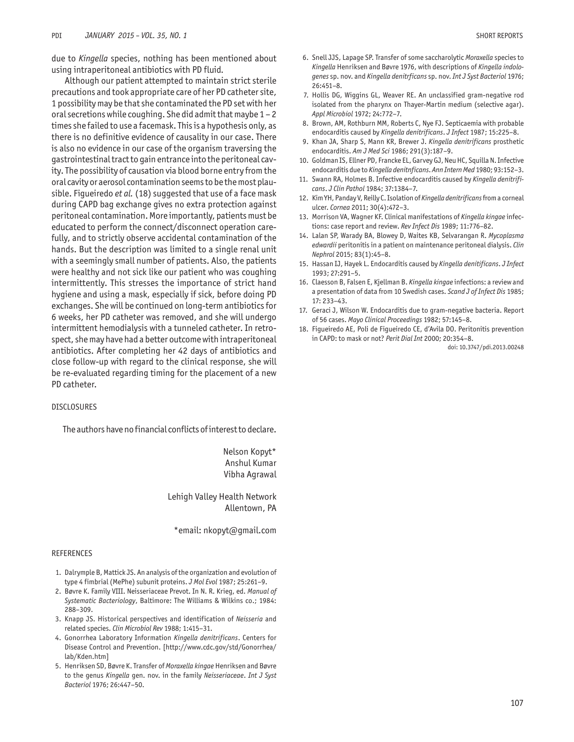due to *Kingella* species, nothing has been mentioned about using intraperitoneal antibiotics with PD fluid.

Although our patient attempted to maintain strict sterile precautions and took appropriate care of her PD catheter site, 1 possibility may be that she contaminated the PD set with her oral secretions while coughing. She did admit that maybe 1 – 2 times she failed to use a facemask. This is a hypothesis only, as there is no definitive evidence of causality in our case. There is also no evidence in our case of the organism traversing the gastrointestinal tract to gain entrance into the peritoneal cavity. The possibility of causation via blood borne entry from the oral cavity or aerosol contamination seems to be the most plausible. Figueiredo *et al.* (18) suggested that use of a face mask during CAPD bag exchange gives no extra protection against peritoneal contamination. More importantly, patients must be educated to perform the connect/disconnect operation carefully, and to strictly observe accidental contamination of the hands. But the description was limited to a single renal unit with a seemingly small number of patients. Also, the patients were healthy and not sick like our patient who was coughing intermittently. This stresses the importance of strict hand hygiene and using a mask, especially if sick, before doing PD exchanges. She will be continued on long-term antibiotics for 6 weeks, her PD catheter was removed, and she will undergo intermittent hemodialysis with a tunneled catheter. In retrospect, she may have had a better outcome with intraperitoneal antibiotics. After completing her 42 days of antibiotics and close follow-up with regard to the clinical response, she will be re-evaluated regarding timing for the placement of a new PD catheter.

## DISCLOSURES

The authors have no financial conflicts of interest to declare.

Nelson Kopyt*
Anshul Kumar
Vibha Agrawal

Lehigh Valley Health Network
Allentown, PA

*email: nkopyt@gmail.com

## REFERENCES

1. Dalrymple B, Mattick JS. An analysis of the organization and evolution of type 4 fimbrial (MePhe) subunit proteins. *J Mol Evol* 1987; 25:261–9.
2. Bøvre K. Family VIII. Neisseriaceae Prevot. In N. R. Krieg, ed. *Manual of Systematic Bacteriology*, Baltimore: The Williams & Wilkins co.; 1984: 288–309.
3. Knapp JS. Historical perspectives and identification of *Neisseria* and related species. *Clin Microbiol Rev* 1988; 1:415–31.
4. Gonorrhea Laboratory Information *Kingella denitrificans*. Centers for Disease Control and Prevention. [http://www.cdc.gov/std/Gonorrhea/lab/Kden.htm]
5. Henriksen SD, Bøvre K. Transfer of *Moraxella kingae* Henriksen and Bøvre to the genus *Kingella* gen. nov. in the family *Neisseriaceae*. *Int J Syst Bacteriol* 1976; 26:447–50.
6. Snell JJS, Lapage SP. Transfer of some saccharolytic *Moraxella* species to *Kingella* Henriksen and Bøvre 1976, with descriptions of *Kingella indologenes* sp. nov. and *Kingella denitrficans* sp. nov. *Int J Syst Bacteriol* 1976; 26:451–8.
7. Hollis DG, Wiggins GL, Weaver RE. An unclassified gram-negative rod isolated from the pharynx on Thayer-Martin medium (selective agar). *Appl Microbiol* 1972; 24:772–7.
8. Brown, AM, Rothburn MM, Roberts C, Nye FJ. Septicaemia with probable endocarditis caused by *Kingella denitrificans*. *J Infect* 1987; 15:225–8.
9. Khan JA, Sharp S, Mann KR, Brewer J. *Kingella denitrificans* prosthetic endocarditis. *Am J Med Sci* 1986; 291(3):187–9.
10. Goldman IS, Ellner PD, Francke EL, Garvey GJ, Neu HC, Squilla N. Infective endocarditis due to *Kingella denitnficans*. *Ann Intern Med* 1980; 93:152–3.
11. Swann RA, Holmes B. Infective endocarditis caused by *Kingella denitrificans*. *J Clin Pathol* 1984; 37:1384–7.
12. Kim YH, Panday V, Reilly C. Isolation of *Kingella denitrificans* from a corneal ulcer. *Cornea* 2011; 30(4):472–3.
13. Morrison VA, Wagner KF. Clinical manifestations of *Kingella kingae* infections: case report and review. *Rev Infect Dis* 1989; 11:776–82.
14. Lalan SP, Warady BA, Blowey D, Waites KB, Selvarangan R. *Mycoplasma edwardii* peritonitis in a patient on maintenance peritoneal dialysis. *Clin Nephrol* 2015; 83(1):45–8.
15. Hassan IJ, Hayek L. Endocarditis caused by *Kingella denitificans*. *J Infect* 1993; 27:291–5.
16. Claesson B, Falsen E, Kjellman B. *Kingella kingae* infections: a review and a presentation of data from 10 Swedish cases. *Scand J of Infect Dis* 1985; 17: 233–43.
17. Geraci J, Wilson W. Endocarditis due to gram-negative bacteria. Report of 56 cases. *Mayo Clinical Proceedings* 1982; 57:145–8.
18. Figueiredo AE, Poli de Figueiredo CE, d'Avila DO. Peritonitis prevention in CAPD: to mask or not? *Perit Dial Int* 2000; 20:354–8.

doi: 10.3747/pdi.2013.00248